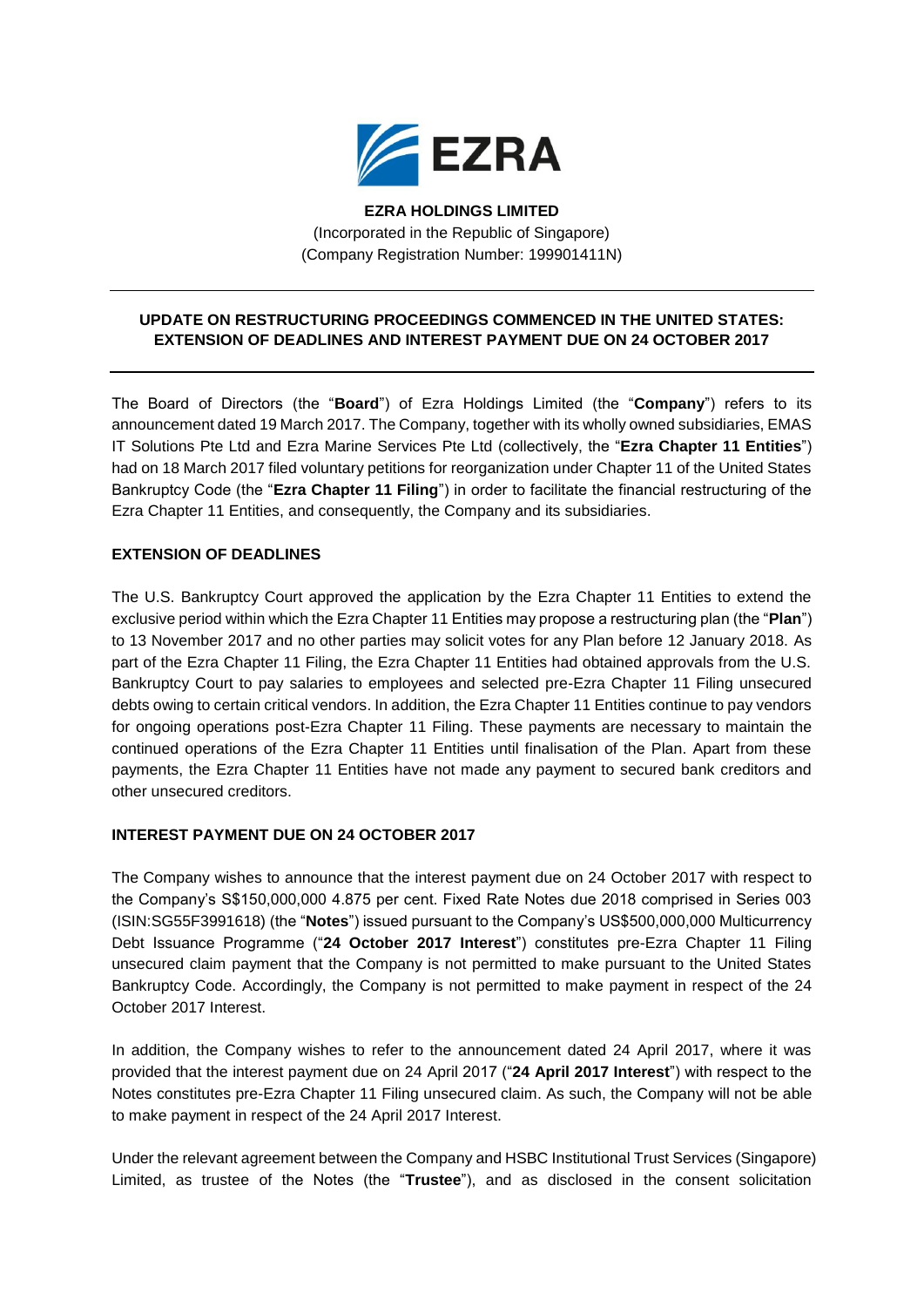**EZRA HOLDINGS LIMITED**
(Incorporated in the Republic of Singapore)
(Company Registration Number: 199901411N)

---

**UPDATE ON RESTRUCTURING PROCEEDINGS COMMENCED IN THE UNITED STATES: EXTENSION OF DEADLINES AND INTEREST PAYMENT DUE ON 24 OCTOBER 2017**

---

The Board of Directors (the "**Board**") of Ezra Holdings Limited (the "**Company**") refers to its announcement dated 19 March 2017. The Company, together with its wholly owned subsidiaries, EMAS IT Solutions Pte Ltd and Ezra Marine Services Pte Ltd (collectively, the "**Ezra Chapter 11 Entities**") had on 18 March 2017 filed voluntary petitions for reorganization under Chapter 11 of the United States Bankruptcy Code (the "**Ezra Chapter 11 Filing**") in order to facilitate the financial restructuring of the Ezra Chapter 11 Entities, and consequently, the Company and its subsidiaries.

**EXTENSION OF DEADLINES**

The U.S. Bankruptcy Court approved the application by the Ezra Chapter 11 Entities to extend the exclusive period within which the Ezra Chapter 11 Entities may propose a restructuring plan (the "**Plan**") to 13 November 2017 and no other parties may solicit votes for any Plan before 12 January 2018. As part of the Ezra Chapter 11 Filing, the Ezra Chapter 11 Entities had obtained approvals from the U.S. Bankruptcy Court to pay salaries to employees and selected pre-Ezra Chapter 11 Filing unsecured debts owing to certain critical vendors. In addition, the Ezra Chapter 11 Entities continue to pay vendors for ongoing operations post-Ezra Chapter 11 Filing. These payments are necessary to maintain the continued operations of the Ezra Chapter 11 Entities until finalisation of the Plan. Apart from these payments, the Ezra Chapter 11 Entities have not made any payment to secured bank creditors and other unsecured creditors.

**INTEREST PAYMENT DUE ON 24 OCTOBER 2017**

The Company wishes to announce that the interest payment due on 24 October 2017 with respect to the Company's S$150,000,000 4.875 per cent. Fixed Rate Notes due 2018 comprised in Series 003 (ISIN:SG55F3991618) (the "**Notes**") issued pursuant to the Company's US$500,000,000 Multicurrency Debt Issuance Programme ("**24 October 2017 Interest**") constitutes pre-Ezra Chapter 11 Filing unsecured claim payment that the Company is not permitted to make pursuant to the United States Bankruptcy Code. Accordingly, the Company is not permitted to make payment in respect of the 24 October 2017 Interest.

In addition, the Company wishes to refer to the announcement dated 24 April 2017, where it was provided that the interest payment due on 24 April 2017 ("**24 April 2017 Interest**") with respect to the Notes constitutes pre-Ezra Chapter 11 Filing unsecured claim. As such, the Company will not be able to make payment in respect of the 24 April 2017 Interest.

Under the relevant agreement between the Company and HSBC Institutional Trust Services (Singapore) Limited, as trustee of the Notes (the "**Trustee**"), and as disclosed in the consent solicitation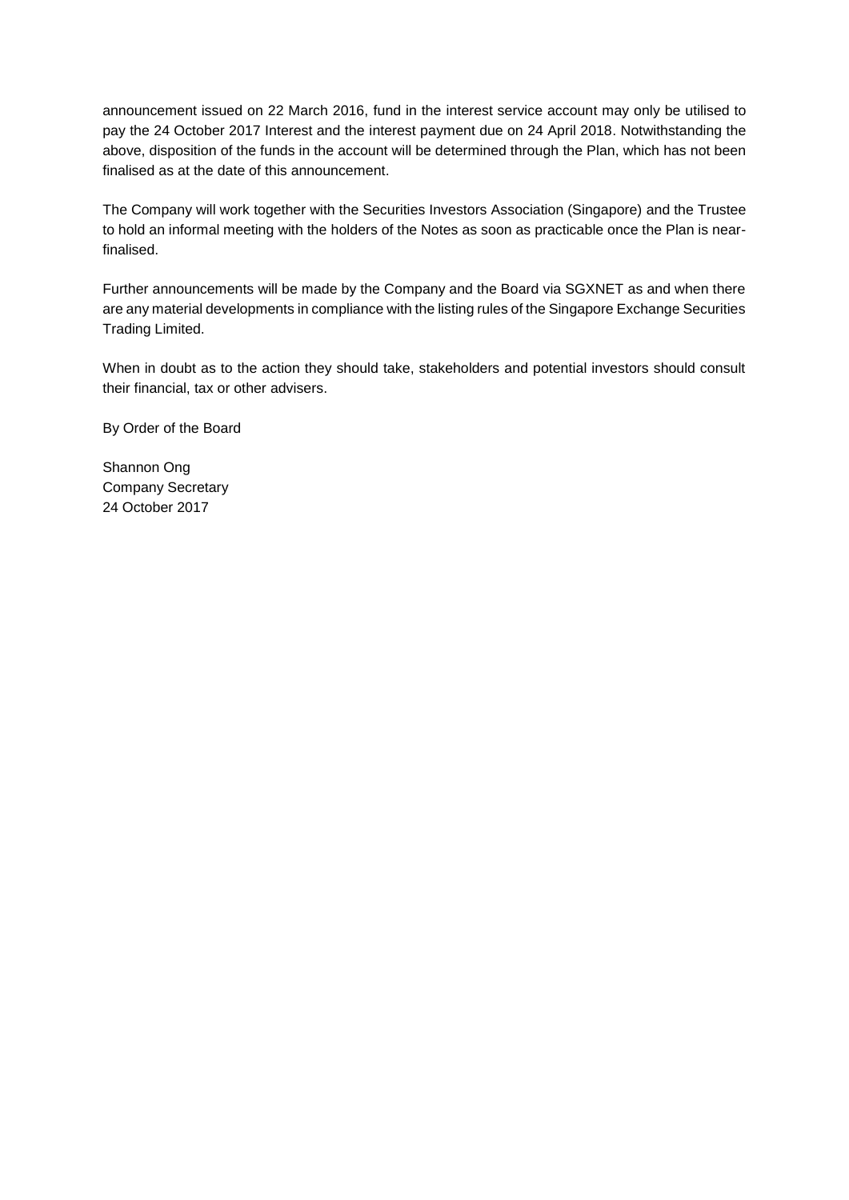announcement issued on 22 March 2016, fund in the interest service account may only be utilised to pay the 24 October 2017 Interest and the interest payment due on 24 April 2018. Notwithstanding the above, disposition of the funds in the account will be determined through the Plan, which has not been finalised as at the date of this announcement.

The Company will work together with the Securities Investors Association (Singapore) and the Trustee to hold an informal meeting with the holders of the Notes as soon as practicable once the Plan is near-finalised.

Further announcements will be made by the Company and the Board via SGXNET as and when there are any material developments in compliance with the listing rules of the Singapore Exchange Securities Trading Limited.

When in doubt as to the action they should take, stakeholders and potential investors should consult their financial, tax or other advisers.

By Order of the Board

Shannon Ong  
Company Secretary  
24 October 2017